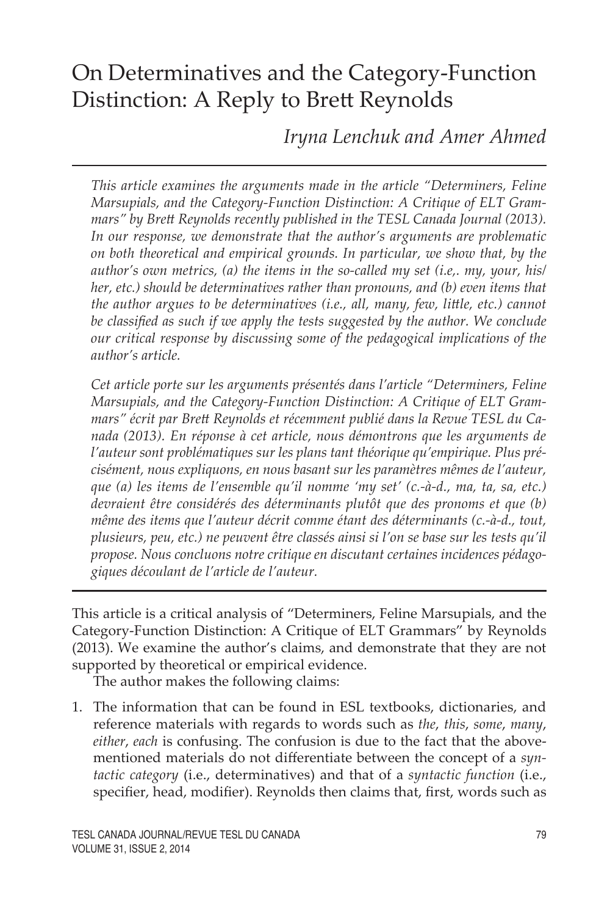# On Determinatives and the Category-Function Distinction: A Reply to Brett Reynolds

*Iryna Lenchuk and Amer Ahmed*

---

*This article examines the arguments made in the article "Determiners, Feline Marsupials, and the Category-Function Distinction: A Critique of ELT Grammars" by Brett Reynolds recently published in the TESL Canada Journal (2013). In our response, we demonstrate that the author's arguments are problematic on both theoretical and empirical grounds. In particular, we show that, by the author's own metrics, (a) the items in the so-called my set (i.e,. my, your, his/her, etc.) should be determinatives rather than pronouns, and (b) even items that the author argues to be determinatives (i.e., all, many, few, little, etc.) cannot be classified as such if we apply the tests suggested by the author. We conclude our critical response by discussing some of the pedagogical implications of the author's article.*

*Cet article porte sur les arguments présentés dans l'article "Determiners, Feline Marsupials, and the Category-Function Distinction: A Critique of ELT Grammars" écrit par Brett Reynolds et récemment publié dans la Revue TESL du Canada (2013). En réponse à cet article, nous démontrons que les arguments de l'auteur sont problématiques sur les plans tant théorique qu'empirique. Plus précisément, nous expliquons, en nous basant sur les paramètres mêmes de l'auteur, que (a) les items de l'ensemble qu'il nomme 'my set' (c.-à-d., ma, ta, sa, etc.) devraient être considérés des déterminants plutôt que des pronoms et que (b) même des items que l'auteur décrit comme étant des déterminants (c.-à-d., tout, plusieurs, peu, etc.) ne peuvent être classés ainsi si l'on se base sur les tests qu'il propose. Nous concluons notre critique en discutant certaines incidences pédagogiques découlant de l'article de l'auteur.*

---

This article is a critical analysis of "Determiners, Feline Marsupials, and the Category-Function Distinction: A Critique of ELT Grammars" by Reynolds (2013). We examine the author's claims, and demonstrate that they are not supported by theoretical or empirical evidence.

The author makes the following claims:

1. The information that can be found in ESL textbooks, dictionaries, and reference materials with regards to words such as *the*, *this*, *some*, *many*, *either*, *each* is confusing. The confusion is due to the fact that the above-mentioned materials do not differentiate between the concept of a *syntactic category* (i.e., determinatives) and that of a *syntactic function* (i.e., specifier, head, modifier). Reynolds then claims that, first, words such as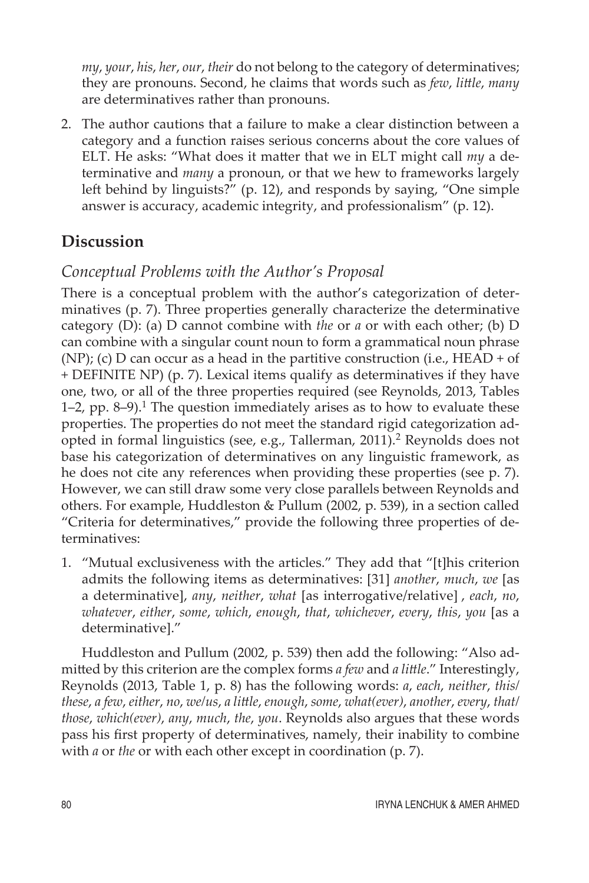*my*, *your*, *his*, *her*, *our*, *their* do not belong to the category of determinatives; they are pronouns. Second, he claims that words such as *few*, *little*, *many* are determinatives rather than pronouns.

2. The author cautions that a failure to make a clear distinction between a category and a function raises serious concerns about the core values of ELT. He asks: "What does it matter that we in ELT might call *my* a determinative and *many* a pronoun, or that we hew to frameworks largely left behind by linguists?" (p. 12), and responds by saying, "One simple answer is accuracy, academic integrity, and professionalism" (p. 12).

## Discussion

### *Conceptual Problems with the Author's Proposal*

There is a conceptual problem with the author's categorization of determinatives (p. 7). Three properties generally characterize the determinative category (D): (a) D cannot combine with *the* or *a* or with each other; (b) D can combine with a singular count noun to form a grammatical noun phrase (NP); (c) D can occur as a head in the partitive construction (i.e., HEAD + of + DEFINITE NP) (p. 7). Lexical items qualify as determinatives if they have one, two, or all of the three properties required (see Reynolds, 2013, Tables 1–2, pp. 8–9).[1] The question immediately arises as to how to evaluate these properties. The properties do not meet the standard rigid categorization adopted in formal linguistics (see, e.g., Tallerman, 2011).[2] Reynolds does not base his categorization of determinatives on any linguistic framework, as he does not cite any references when providing these properties (see p. 7). However, we can still draw some very close parallels between Reynolds and others. For example, Huddleston & Pullum (2002, p. 539), in a section called "Criteria for determinatives," provide the following three properties of determinatives:

1. "Mutual exclusiveness with the articles." They add that "[t]his criterion admits the following items as determinatives: [31] *another*, *much*, *we* [as a determinative], *any*, *neither*, *what* [as interrogative/relative] , *each*, *no*, *whatever*, *either*, *some*, *which*, *enough*, *that*, *whichever*, *every*, *this*, *you* [as a determinative]."

   Huddleston and Pullum (2002, p. 539) then add the following: "Also admitted by this criterion are the complex forms *a few* and *a little*." Interestingly, Reynolds (2013, Table 1, p. 8) has the following words: *a*, *each*, *neither*, *this/these*, *a few*, *either*, *no*, *we/us*, *a little*, *enough*, *some*, *what(ever)*, *another*, *every*, *that/those*, *which(ever)*, *any*, *much*, *the*, *you*. Reynolds also argues that these words pass his first property of determinatives, namely, their inability to combine with *a* or *the* or with each other except in coordination (p. 7).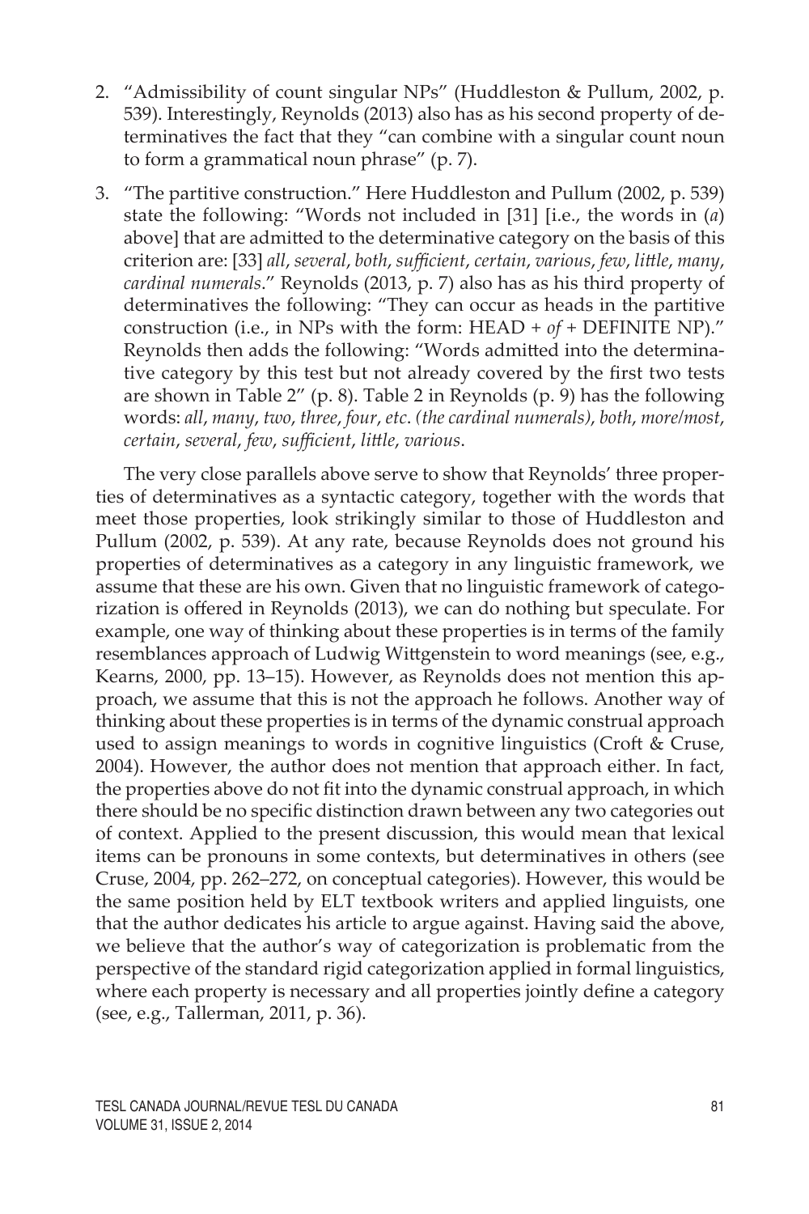2. "Admissibility of count singular NPs" (Huddleston & Pullum, 2002, p. 539). Interestingly, Reynolds (2013) also has as his second property of determinatives the fact that they "can combine with a singular count noun to form a grammatical noun phrase" (p. 7).
3. "The partitive construction." Here Huddleston and Pullum (2002, p. 539) state the following: "Words not included in [31] [i.e., the words in (*a*) above] that are admitted to the determinative category on the basis of this criterion are: [33] *all*, *several*, *both*, *sufficient*, *certain*, *various*, *few*, *little*, *many*, *cardinal numerals*." Reynolds (2013, p. 7) also has as his third property of determinatives the following: "They can occur as heads in the partitive construction (i.e., in NPs with the form: HEAD + *of* + DEFINITE NP)." Reynolds then adds the following: "Words admitted into the determinative category by this test but not already covered by the first two tests are shown in Table 2" (p. 8). Table 2 in Reynolds (p. 9) has the following words: *all*, *many*, *two*, *three*, *four*, *etc*. (*the cardinal numerals*), *both*, *more/most*, *certain*, *several*, *few*, *sufficient*, *little*, *various*.

The very close parallels above serve to show that Reynolds' three properties of determinatives as a syntactic category, together with the words that meet those properties, look strikingly similar to those of Huddleston and Pullum (2002, p. 539). At any rate, because Reynolds does not ground his properties of determinatives as a category in any linguistic framework, we assume that these are his own. Given that no linguistic framework of categorization is offered in Reynolds (2013), we can do nothing but speculate. For example, one way of thinking about these properties is in terms of the family resemblances approach of Ludwig Wittgenstein to word meanings (see, e.g., Kearns, 2000, pp. 13–15). However, as Reynolds does not mention this approach, we assume that this is not the approach he follows. Another way of thinking about these properties is in terms of the dynamic construal approach used to assign meanings to words in cognitive linguistics (Croft & Cruse, 2004). However, the author does not mention that approach either. In fact, the properties above do not fit into the dynamic construal approach, in which there should be no specific distinction drawn between any two categories out of context. Applied to the present discussion, this would mean that lexical items can be pronouns in some contexts, but determinatives in others (see Cruse, 2004, pp. 262–272, on conceptual categories). However, this would be the same position held by ELT textbook writers and applied linguists, one that the author dedicates his article to argue against. Having said the above, we believe that the author's way of categorization is problematic from the perspective of the standard rigid categorization applied in formal linguistics, where each property is necessary and all properties jointly define a category (see, e.g., Tallerman, 2011, p. 36).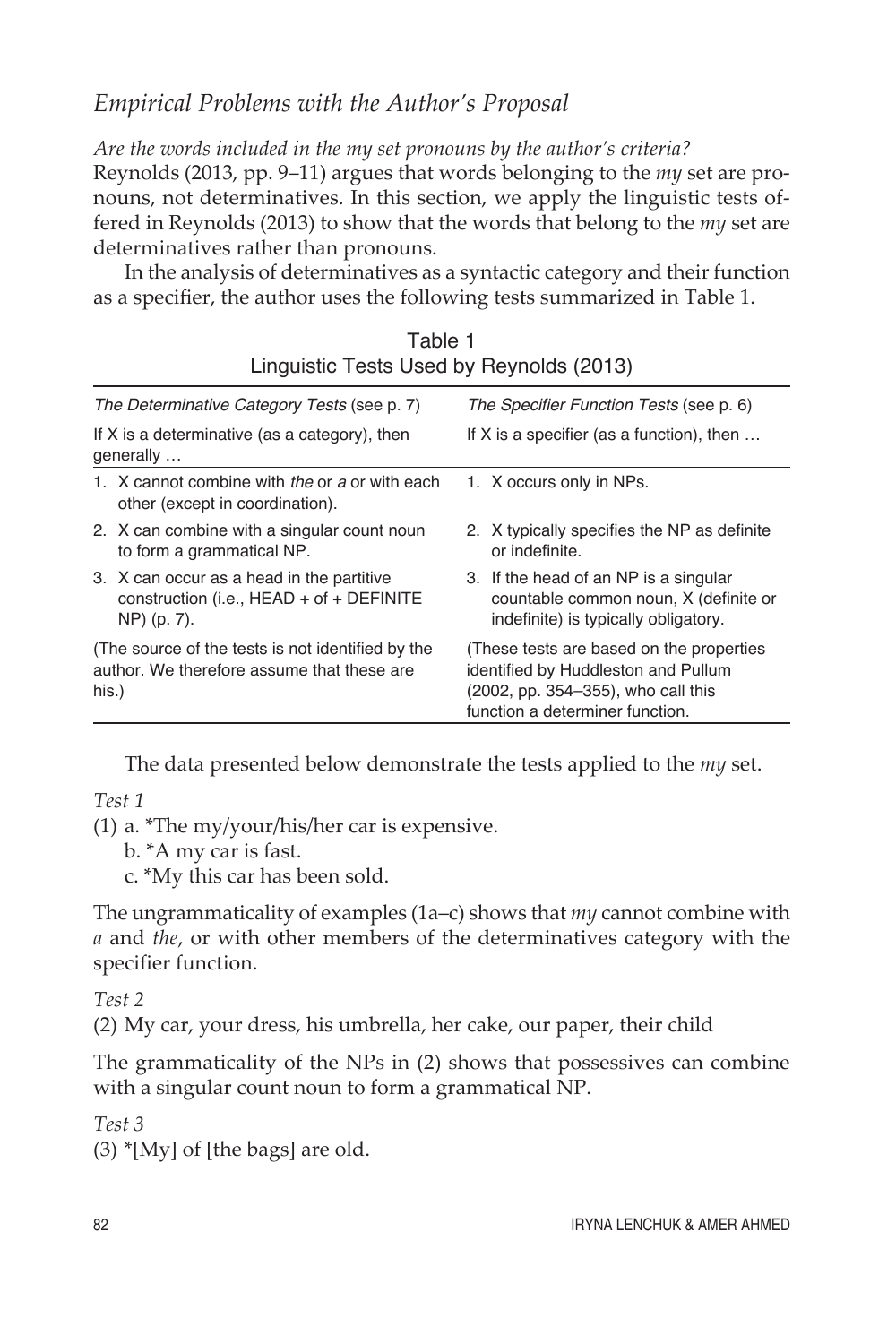## *Empirical Problems with the Author's Proposal*

*Are the words included in the my set pronouns by the author's criteria?*
Reynolds (2013, pp. 9–11) argues that words belonging to the *my* set are pronouns, not determinatives. In this section, we apply the linguistic tests offered in Reynolds (2013) to show that the words that belong to the *my* set are determinatives rather than pronouns.

In the analysis of determinatives as a syntactic category and their function as a specifier, the author uses the following tests summarized in Table 1.

Table 1
Linguistic Tests Used by Reynolds (2013)

| *The Determinative Category Tests* (see p. 7) | *The Specifier Function Tests* (see p. 6) |
|---|---|
| If X is a determinative (as a category), then generally … | If X is a specifier (as a function), then … |
| 1. X cannot combine with *the* or *a* or with each other (except in coordination). | 1. X occurs only in NPs. |
| 2. X can combine with a singular count noun to form a grammatical NP. | 2. X typically specifies the NP as definite or indefinite. |
| 3. X can occur as a head in the partitive construction (i.e., HEAD + of + DEFINITE NP) (p. 7). | 3. If the head of an NP is a singular countable common noun, X (definite or indefinite) is typically obligatory. |
| (The source of the tests is not identified by the author. We therefore assume that these are his.) | (These tests are based on the properties identified by Huddleston and Pullum (2002, pp. 354–355), who call this function a determiner function. |

The data presented below demonstrate the tests applied to the *my* set.

*Test 1*

(1) a. *The my/your/his/her car is expensive.
 b. *A my car is fast.
 c. *My this car has been sold.

The ungrammaticality of examples (1a–c) shows that *my* cannot combine with *a* and *the*, or with other members of the determinatives category with the specifier function.

*Test 2*

(2) My car, your dress, his umbrella, her cake, our paper, their child

The grammaticality of the NPs in (2) shows that possessives can combine with a singular count noun to form a grammatical NP.

*Test 3*

(3) *[My] of [the bags] are old.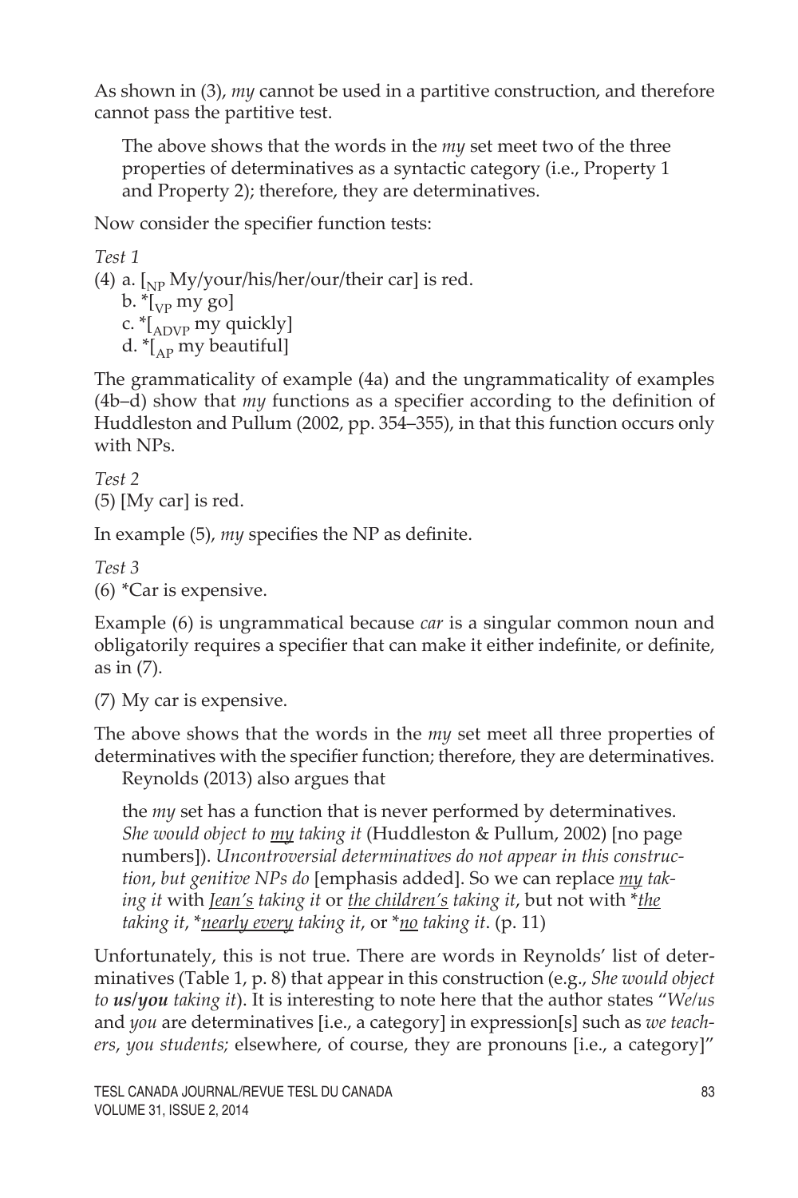As shown in (3), *my* cannot be used in a partitive construction, and therefore cannot pass the partitive test.

> The above shows that the words in the *my* set meet two of the three properties of determinatives as a syntactic category (i.e., Property 1 and Property 2); therefore, they are determinatives.

Now consider the specifier function tests:

*Test 1*

(4) a. [$_{NP}$ My/your/his/her/our/their car] is red.
  b. *[$_{VP}$ my go]
  c. *[$_{ADVP}$ my quickly]
  d. *[$_{AP}$ my beautiful]

The grammaticality of example (4a) and the ungrammaticality of examples (4b–d) show that *my* functions as a specifier according to the definition of Huddleston and Pullum (2002, pp. 354–355), in that this function occurs only with NPs.

*Test 2*

(5) [My car] is red.

In example (5), *my* specifies the NP as definite.

*Test 3*

(6) *Car is expensive.

Example (6) is ungrammatical because *car* is a singular common noun and obligatorily requires a specifier that can make it either indefinite, or definite, as in (7).

(7) My car is expensive.

The above shows that the words in the *my* set meet all three properties of determinatives with the specifier function; therefore, they are determinatives.

Reynolds (2013) also argues that

> the *my* set has a function that is never performed by determinatives. *She would object to <u>my</u> taking it* (Huddleston & Pullum, 2002) [no page numbers]). *Uncontroversial determinatives do not appear in this construction, but genitive NPs do* [emphasis added]. So we can replace *<u>my</u> taking it* with *<u>Jean's</u> taking it* or *<u>the children's</u> taking it*, but not with **<u>the</u> taking it*, **<u>nearly every</u> taking it*, or **<u>no</u> taking it*. (p. 11)

Unfortunately, this is not true. There are words in Reynolds' list of determinatives (Table 1, p. 8) that appear in this construction (e.g., *She would object to **us**/**you** taking it*). It is interesting to note here that the author states "*We/us* and *you* are determinatives [i.e., a category] in expression[s] such as *we teachers*, *you students;* elsewhere, of course, they are pronouns [i.e., a category]"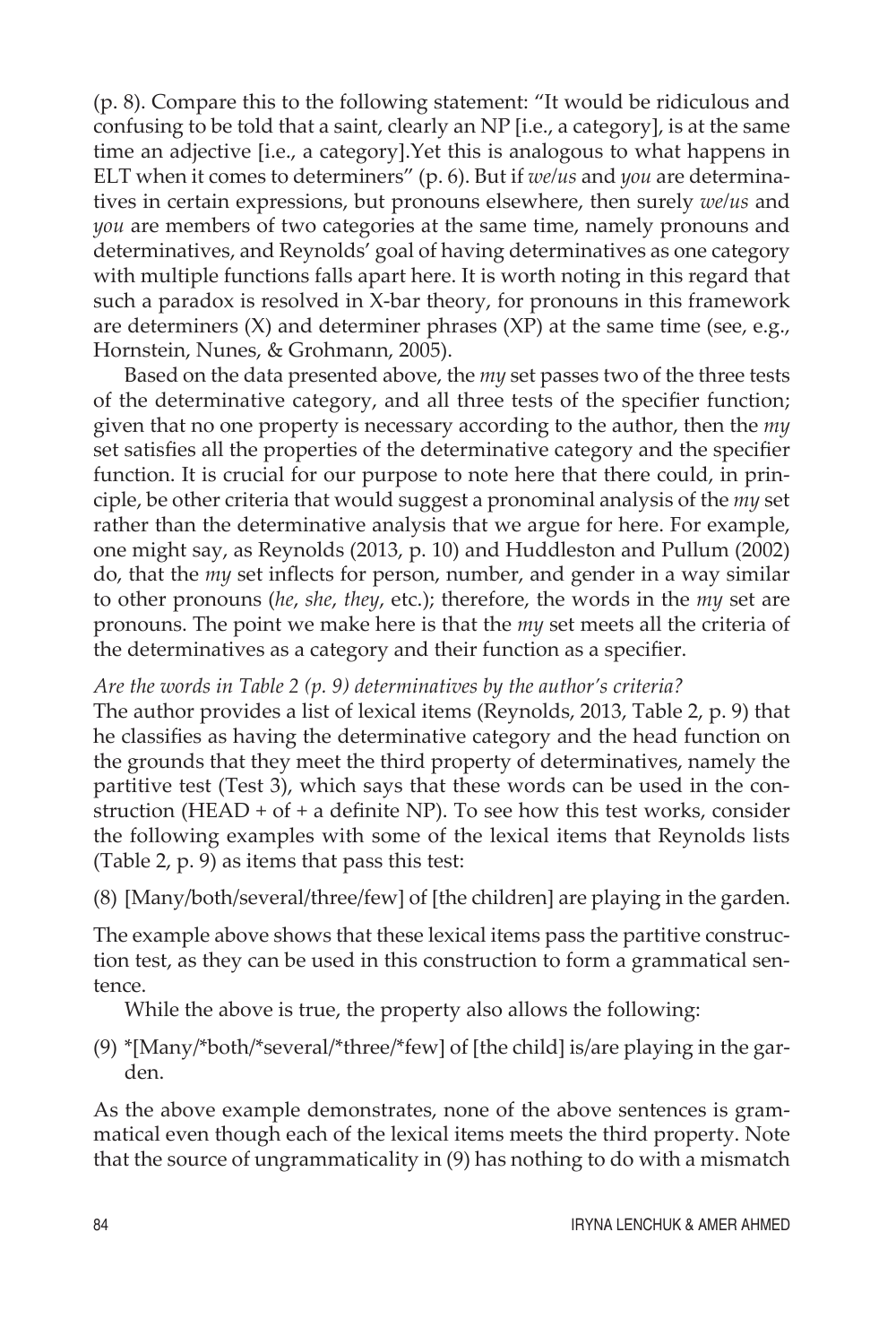(p. 8). Compare this to the following statement: "It would be ridiculous and confusing to be told that a saint, clearly an NP [i.e., a category], is at the same time an adjective [i.e., a category].Yet this is analogous to what happens in ELT when it comes to determiners" (p. 6). But if *we/us* and *you* are determinatives in certain expressions, but pronouns elsewhere, then surely *we/us* and *you* are members of two categories at the same time, namely pronouns and determinatives, and Reynolds' goal of having determinatives as one category with multiple functions falls apart here. It is worth noting in this regard that such a paradox is resolved in X-bar theory, for pronouns in this framework are determiners (X) and determiner phrases (XP) at the same time (see, e.g., Hornstein, Nunes, & Grohmann, 2005).

Based on the data presented above, the *my* set passes two of the three tests of the determinative category, and all three tests of the specifier function; given that no one property is necessary according to the author, then the *my* set satisfies all the properties of the determinative category and the specifier function. It is crucial for our purpose to note here that there could, in principle, be other criteria that would suggest a pronominal analysis of the *my* set rather than the determinative analysis that we argue for here. For example, one might say, as Reynolds (2013, p. 10) and Huddleston and Pullum (2002) do, that the *my* set inflects for person, number, and gender in a way similar to other pronouns (*he*, *she*, *they*, etc.); therefore, the words in the *my* set are pronouns. The point we make here is that the *my* set meets all the criteria of the determinatives as a category and their function as a specifier.

*Are the words in Table 2 (p. 9) determinatives by the author's criteria?*

The author provides a list of lexical items (Reynolds, 2013, Table 2, p. 9) that he classifies as having the determinative category and the head function on the grounds that they meet the third property of determinatives, namely the partitive test (Test 3), which says that these words can be used in the construction (HEAD + of + a definite NP). To see how this test works, consider the following examples with some of the lexical items that Reynolds lists (Table 2, p. 9) as items that pass this test:

(8) [Many/both/several/three/few] of [the children] are playing in the garden.

The example above shows that these lexical items pass the partitive construction test, as they can be used in this construction to form a grammatical sentence.

While the above is true, the property also allows the following:

(9) *[Many/*both/*several/*three/*few] of [the child] is/are playing in the garden.

As the above example demonstrates, none of the above sentences is grammatical even though each of the lexical items meets the third property. Note that the source of ungrammaticality in (9) has nothing to do with a mismatch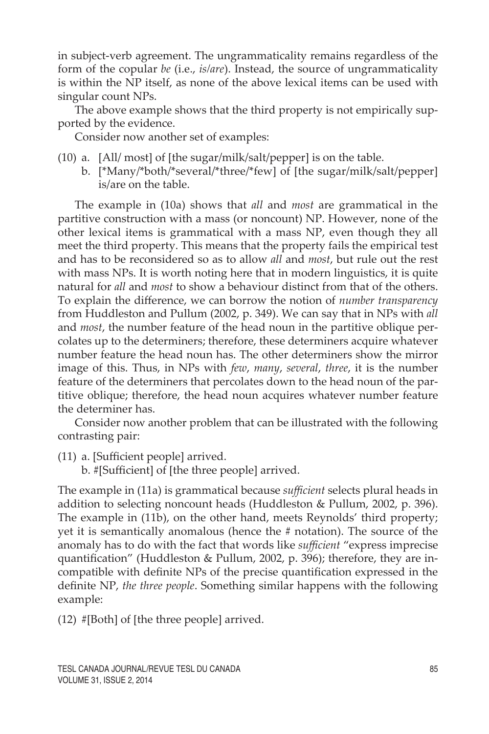in subject-verb agreement. The ungrammaticality remains regardless of the form of the copular *be* (i.e., *is/are*). Instead, the source of ungrammaticality is within the NP itself, as none of the above lexical items can be used with singular count NPs.

The above example shows that the third property is not empirically supported by the evidence.

Consider now another set of examples:

(10) a. [All/ most] of [the sugar/milk/salt/pepper] is on the table.
     b. [*Many/*both/*several/*three/*few] of [the sugar/milk/salt/pepper] is/are on the table.

The example in (10a) shows that *all* and *most* are grammatical in the partitive construction with a mass (or noncount) NP. However, none of the other lexical items is grammatical with a mass NP, even though they all meet the third property. This means that the property fails the empirical test and has to be reconsidered so as to allow *all* and *most*, but rule out the rest with mass NPs. It is worth noting here that in modern linguistics, it is quite natural for *all* and *most* to show a behaviour distinct from that of the others. To explain the difference, we can borrow the notion of *number transparency* from Huddleston and Pullum (2002, p. 349). We can say that in NPs with *all* and *most*, the number feature of the head noun in the partitive oblique percolates up to the determiners; therefore, these determiners acquire whatever number feature the head noun has. The other determiners show the mirror image of this. Thus, in NPs with *few*, *many*, *several*, *three*, it is the number feature of the determiners that percolates down to the head noun of the partitive oblique; therefore, the head noun acquires whatever number feature the determiner has.

Consider now another problem that can be illustrated with the following contrasting pair:

(11) a. [Sufficient people] arrived.
     b. #[Sufficient] of [the three people] arrived.

The example in (11a) is grammatical because *sufficient* selects plural heads in addition to selecting noncount heads (Huddleston & Pullum, 2002, p. 396). The example in (11b), on the other hand, meets Reynolds' third property; yet it is semantically anomalous (hence the # notation). The source of the anomaly has to do with the fact that words like *sufficient* "express imprecise quantification" (Huddleston & Pullum, 2002, p. 396); therefore, they are incompatible with definite NPs of the precise quantification expressed in the definite NP, *the three people*. Something similar happens with the following example:

(12) #[Both] of [the three people] arrived.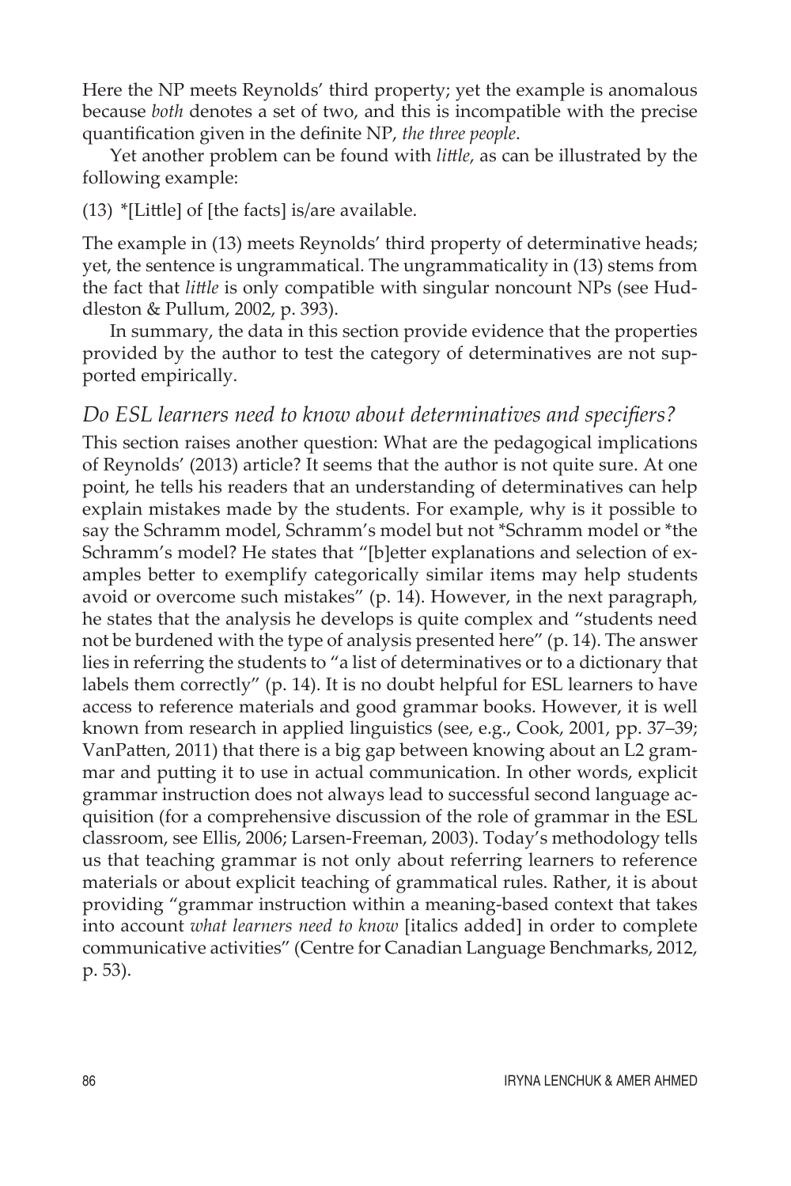Here the NP meets Reynolds' third property; yet the example is anomalous because *both* denotes a set of two, and this is incompatible with the precise quantification given in the definite NP, *the three people*.

Yet another problem can be found with *little*, as can be illustrated by the following example:

(13) *[Little] of [the facts] is/are available.

The example in (13) meets Reynolds' third property of determinative heads; yet, the sentence is ungrammatical. The ungrammaticality in (13) stems from the fact that *little* is only compatible with singular noncount NPs (see Huddleston & Pullum, 2002, p. 393).

In summary, the data in this section provide evidence that the properties provided by the author to test the category of determinatives are not supported empirically.

### *Do ESL learners need to know about determinatives and specifiers?*

This section raises another question: What are the pedagogical implications of Reynolds' (2013) article? It seems that the author is not quite sure. At one point, he tells his readers that an understanding of determinatives can help explain mistakes made by the students. For example, why is it possible to say the Schramm model, Schramm's model but not *Schramm model or *the Schramm's model? He states that "[b]etter explanations and selection of examples better to exemplify categorically similar items may help students avoid or overcome such mistakes" (p. 14). However, in the next paragraph, he states that the analysis he develops is quite complex and "students need not be burdened with the type of analysis presented here" (p. 14). The answer lies in referring the students to "a list of determinatives or to a dictionary that labels them correctly" (p. 14). It is no doubt helpful for ESL learners to have access to reference materials and good grammar books. However, it is well known from research in applied linguistics (see, e.g., Cook, 2001, pp. 37–39; VanPatten, 2011) that there is a big gap between knowing about an L2 grammar and putting it to use in actual communication. In other words, explicit grammar instruction does not always lead to successful second language acquisition (for a comprehensive discussion of the role of grammar in the ESL classroom, see Ellis, 2006; Larsen-Freeman, 2003). Today's methodology tells us that teaching grammar is not only about referring learners to reference materials or about explicit teaching of grammatical rules. Rather, it is about providing "grammar instruction within a meaning-based context that takes into account *what learners need to know* [italics added] in order to complete communicative activities" (Centre for Canadian Language Benchmarks, 2012, p. 53).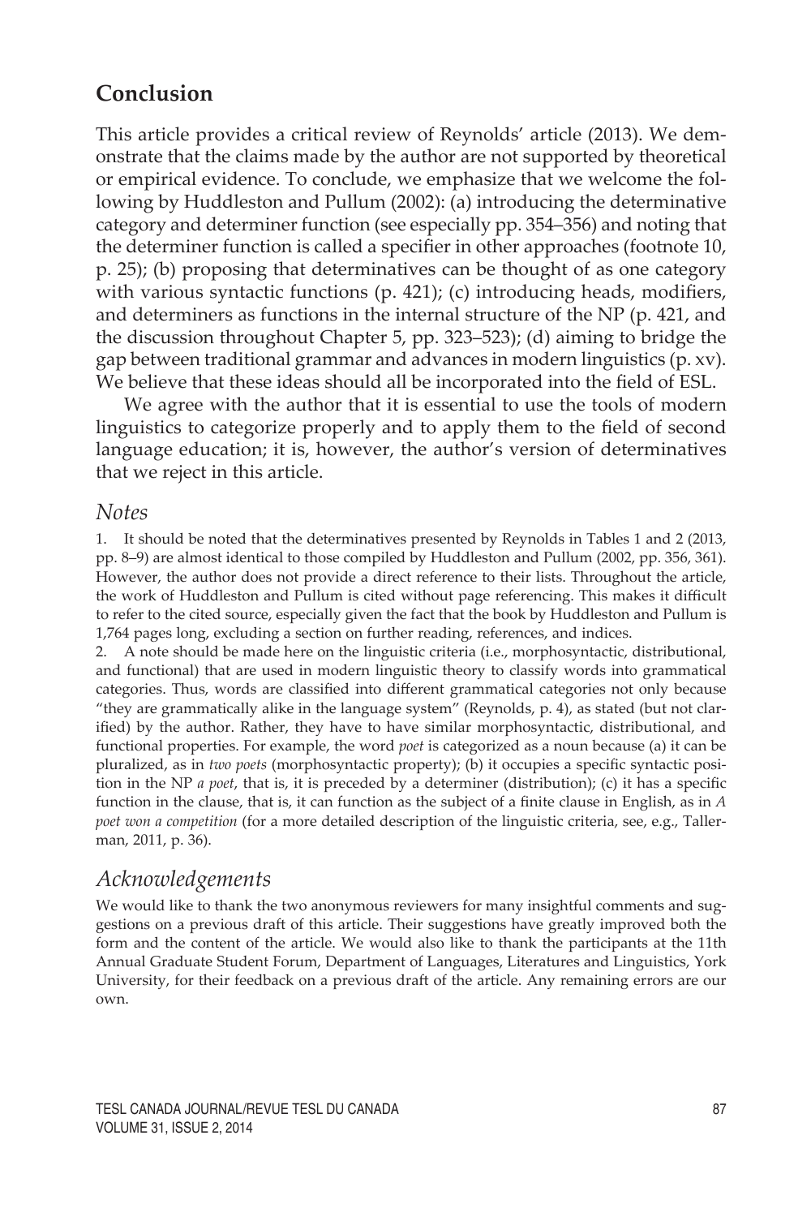## Conclusion

This article provides a critical review of Reynolds' article (2013). We demonstrate that the claims made by the author are not supported by theoretical or empirical evidence. To conclude, we emphasize that we welcome the following by Huddleston and Pullum (2002): (a) introducing the determinative category and determiner function (see especially pp. 354–356) and noting that the determiner function is called a specifier in other approaches (footnote 10, p. 25); (b) proposing that determinatives can be thought of as one category with various syntactic functions (p. 421); (c) introducing heads, modifiers, and determiners as functions in the internal structure of the NP (p. 421, and the discussion throughout Chapter 5, pp. 323–523); (d) aiming to bridge the gap between traditional grammar and advances in modern linguistics (p. xv). We believe that these ideas should all be incorporated into the field of ESL.

We agree with the author that it is essential to use the tools of modern linguistics to categorize properly and to apply them to the field of second language education; it is, however, the author's version of determinatives that we reject in this article.

### *Notes*

1. It should be noted that the determinatives presented by Reynolds in Tables 1 and 2 (2013, pp. 8–9) are almost identical to those compiled by Huddleston and Pullum (2002, pp. 356, 361). However, the author does not provide a direct reference to their lists. Throughout the article, the work of Huddleston and Pullum is cited without page referencing. This makes it difficult to refer to the cited source, especially given the fact that the book by Huddleston and Pullum is 1,764 pages long, excluding a section on further reading, references, and indices.
2. A note should be made here on the linguistic criteria (i.e., morphosyntactic, distributional, and functional) that are used in modern linguistic theory to classify words into grammatical categories. Thus, words are classified into different grammatical categories not only because "they are grammatically alike in the language system" (Reynolds, p. 4), as stated (but not clarified) by the author. Rather, they have to have similar morphosyntactic, distributional, and functional properties. For example, the word *poet* is categorized as a noun because (a) it can be pluralized, as in *two poets* (morphosyntactic property); (b) it occupies a specific syntactic position in the NP *a poet*, that is, it is preceded by a determiner (distribution); (c) it has a specific function in the clause, that is, it can function as the subject of a finite clause in English, as in *A poet won a competition* (for a more detailed description of the linguistic criteria, see, e.g., Tallerman, 2011, p. 36).

### *Acknowledgements*

We would like to thank the two anonymous reviewers for many insightful comments and suggestions on a previous draft of this article. Their suggestions have greatly improved both the form and the content of the article. We would also like to thank the participants at the 11th Annual Graduate Student Forum, Department of Languages, Literatures and Linguistics, York University, for their feedback on a previous draft of the article. Any remaining errors are our own.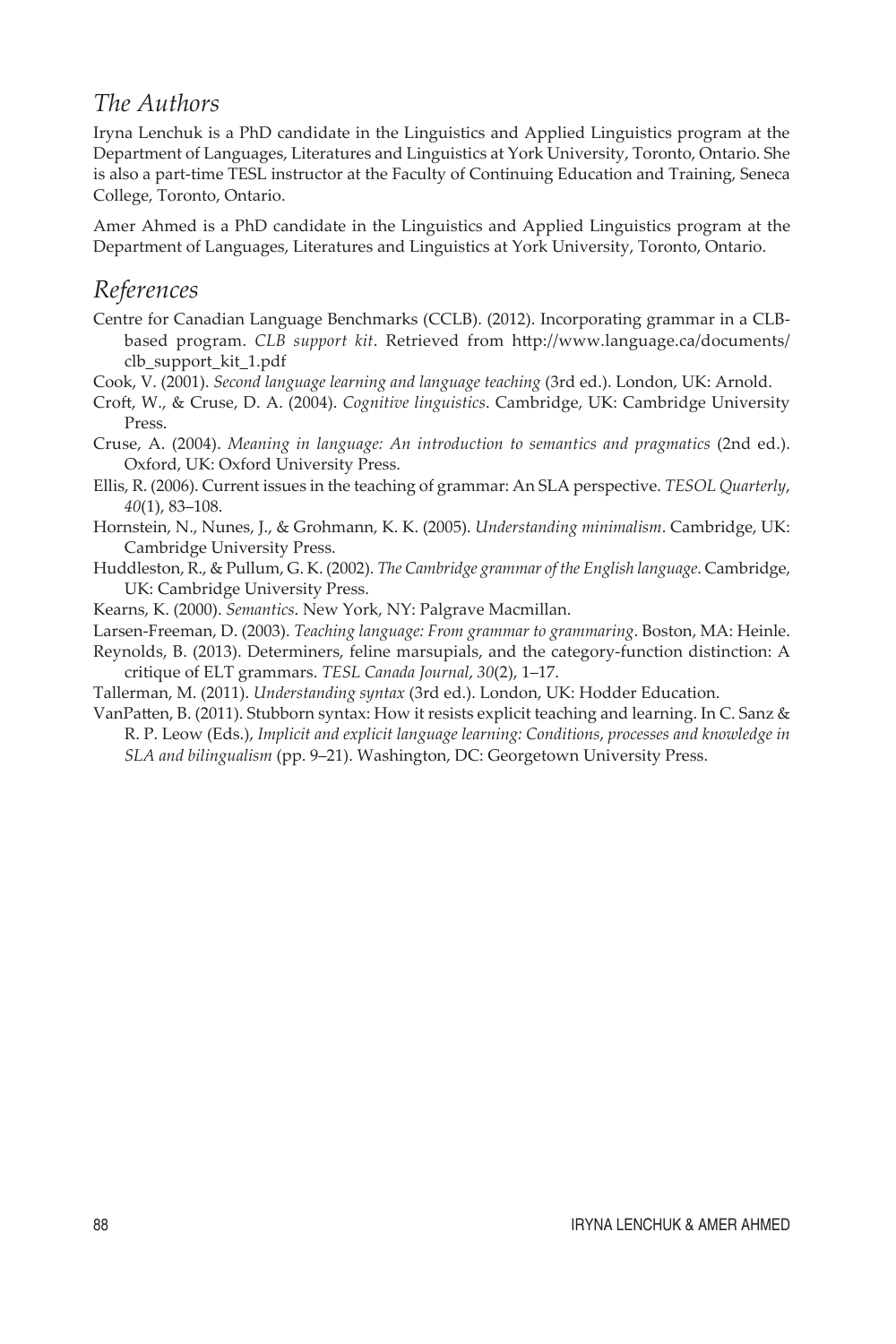## The Authors

Iryna Lenchuk is a PhD candidate in the Linguistics and Applied Linguistics program at the Department of Languages, Literatures and Linguistics at York University, Toronto, Ontario. She is also a part-time TESL instructor at the Faculty of Continuing Education and Training, Seneca College, Toronto, Ontario.

Amer Ahmed is a PhD candidate in the Linguistics and Applied Linguistics program at the Department of Languages, Literatures and Linguistics at York University, Toronto, Ontario.

## References

Centre for Canadian Language Benchmarks (CCLB). (2012). Incorporating grammar in a CLB-based program. *CLB support kit*. Retrieved from http://www.language.ca/documents/clb_support_kit_1.pdf

Cook, V. (2001). *Second language learning and language teaching* (3rd ed.). London, UK: Arnold.

Croft, W., & Cruse, D. A. (2004). *Cognitive linguistics*. Cambridge, UK: Cambridge University Press.

Cruse, A. (2004). *Meaning in language: An introduction to semantics and pragmatics* (2nd ed.). Oxford, UK: Oxford University Press.

Ellis, R. (2006). Current issues in the teaching of grammar: An SLA perspective. *TESOL Quarterly*, *40*(1), 83–108.

Hornstein, N., Nunes, J., & Grohmann, K. K. (2005). *Understanding minimalism*. Cambridge, UK: Cambridge University Press.

Huddleston, R., & Pullum, G. K. (2002). *The Cambridge grammar of the English language*. Cambridge, UK: Cambridge University Press.

Kearns, K. (2000). *Semantics*. New York, NY: Palgrave Macmillan.

Larsen-Freeman, D. (2003). *Teaching language: From grammar to grammaring*. Boston, MA: Heinle.

Reynolds, B. (2013). Determiners, feline marsupials, and the category-function distinction: A critique of ELT grammars. *TESL Canada Journal*, *30*(2), 1–17.

Tallerman, M. (2011). *Understanding syntax* (3rd ed.). London, UK: Hodder Education.

VanPatten, B. (2011). Stubborn syntax: How it resists explicit teaching and learning. In C. Sanz & R. P. Leow (Eds.), *Implicit and explicit language learning: Conditions, processes and knowledge in SLA and bilingualism* (pp. 9–21). Washington, DC: Georgetown University Press.